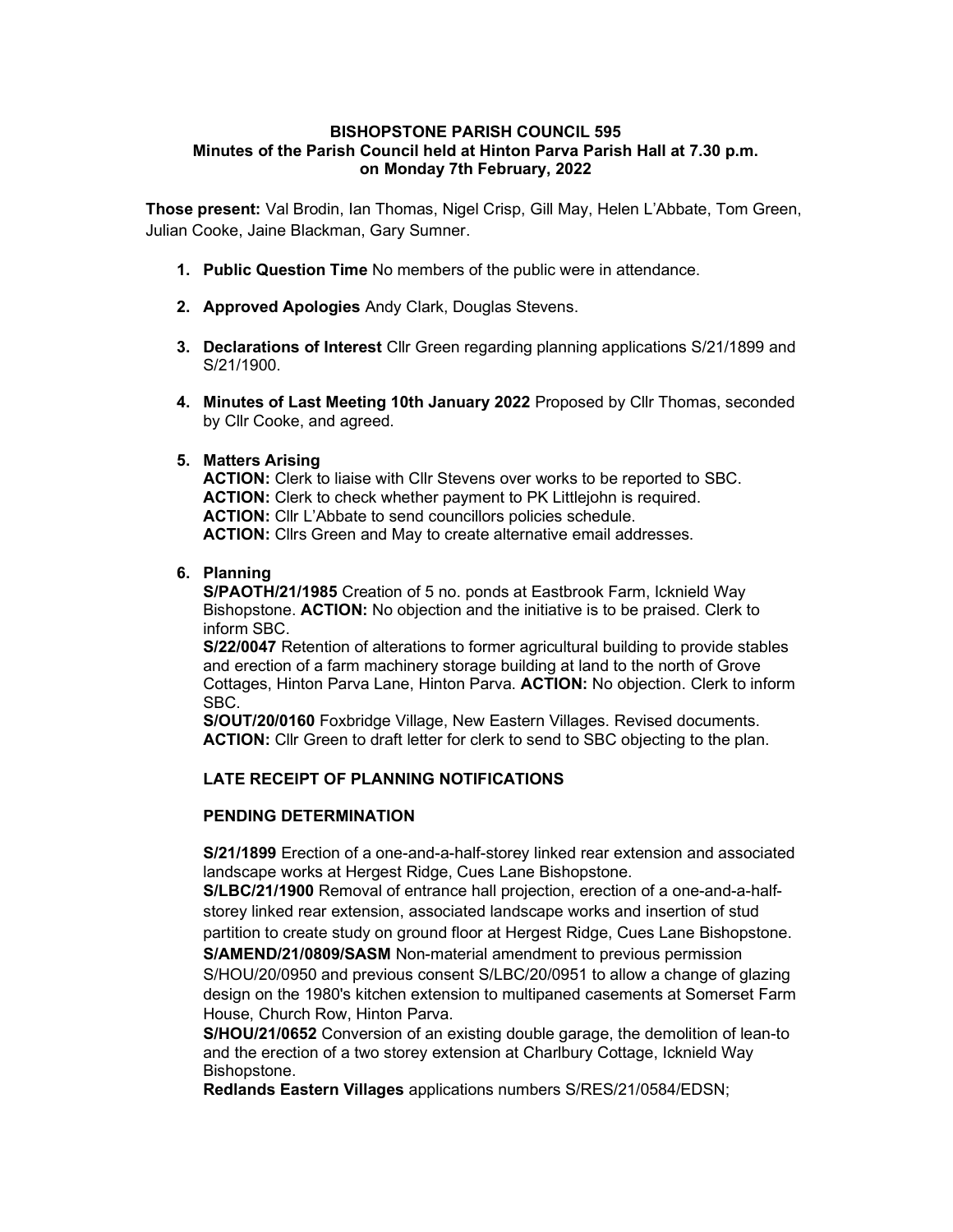**BISHOPSTONE PARISH COUNCIL 595**
**Minutes of the Parish Council held at Hinton Parva Parish Hall at 7.30 p.m. on Monday 7th February, 2022**

**Those present:** Val Brodin, Ian Thomas, Nigel Crisp, Gill May, Helen L'Abbate, Tom Green, Julian Cooke, Jaine Blackman, Gary Sumner.

1. **Public Question Time** No members of the public were in attendance.

2. **Approved Apologies** Andy Clark, Douglas Stevens.

3. **Declarations of Interest** Cllr Green regarding planning applications S/21/1899 and S/21/1900.

4. **Minutes of Last Meeting 10th January 2022** Proposed by Cllr Thomas, seconded by Cllr Cooke, and agreed.

5. **Matters Arising**
   **ACTION:** Clerk to liaise with Cllr Stevens over works to be reported to SBC.
   **ACTION:** Clerk to check whether payment to PK Littlejohn is required.
   **ACTION:** Cllr L'Abbate to send councillors policies schedule.
   **ACTION:** Cllrs Green and May to create alternative email addresses.

6. **Planning**
   **S/PAOTH/21/1985** Creation of 5 no. ponds at Eastbrook Farm, Icknield Way Bishopstone. **ACTION:** No objection and the initiative is to be praised. Clerk to inform SBC.
   **S/22/0047** Retention of alterations to former agricultural building to provide stables and erection of a farm machinery storage building at land to the north of Grove Cottages, Hinton Parva Lane, Hinton Parva. **ACTION:** No objection. Clerk to inform SBC.
   **S/OUT/20/0160** Foxbridge Village, New Eastern Villages. Revised documents. **ACTION:** Cllr Green to draft letter for clerk to send to SBC objecting to the plan.

   **LATE RECEIPT OF PLANNING NOTIFICATIONS**

   **PENDING DETERMINATION**

   **S/21/1899** Erection of a one-and-a-half-storey linked rear extension and associated landscape works at Hergest Ridge, Cues Lane Bishopstone.
   **S/LBC/21/1900** Removal of entrance hall projection, erection of a one-and-a-half-storey linked rear extension, associated landscape works and insertion of stud partition to create study on ground floor at Hergest Ridge, Cues Lane Bishopstone.
   **S/AMEND/21/0809/SASM** Non-material amendment to previous permission S/HOU/20/0950 and previous consent S/LBC/20/0951 to allow a change of glazing design on the 1980's kitchen extension to multipaned casements at Somerset Farm House, Church Row, Hinton Parva.
   **S/HOU/21/0652** Conversion of an existing double garage, the demolition of lean-to and the erection of a two storey extension at Charlbury Cottage, Icknield Way Bishopstone.
   **Redlands Eastern Villages** applications numbers S/RES/21/0584/EDSN;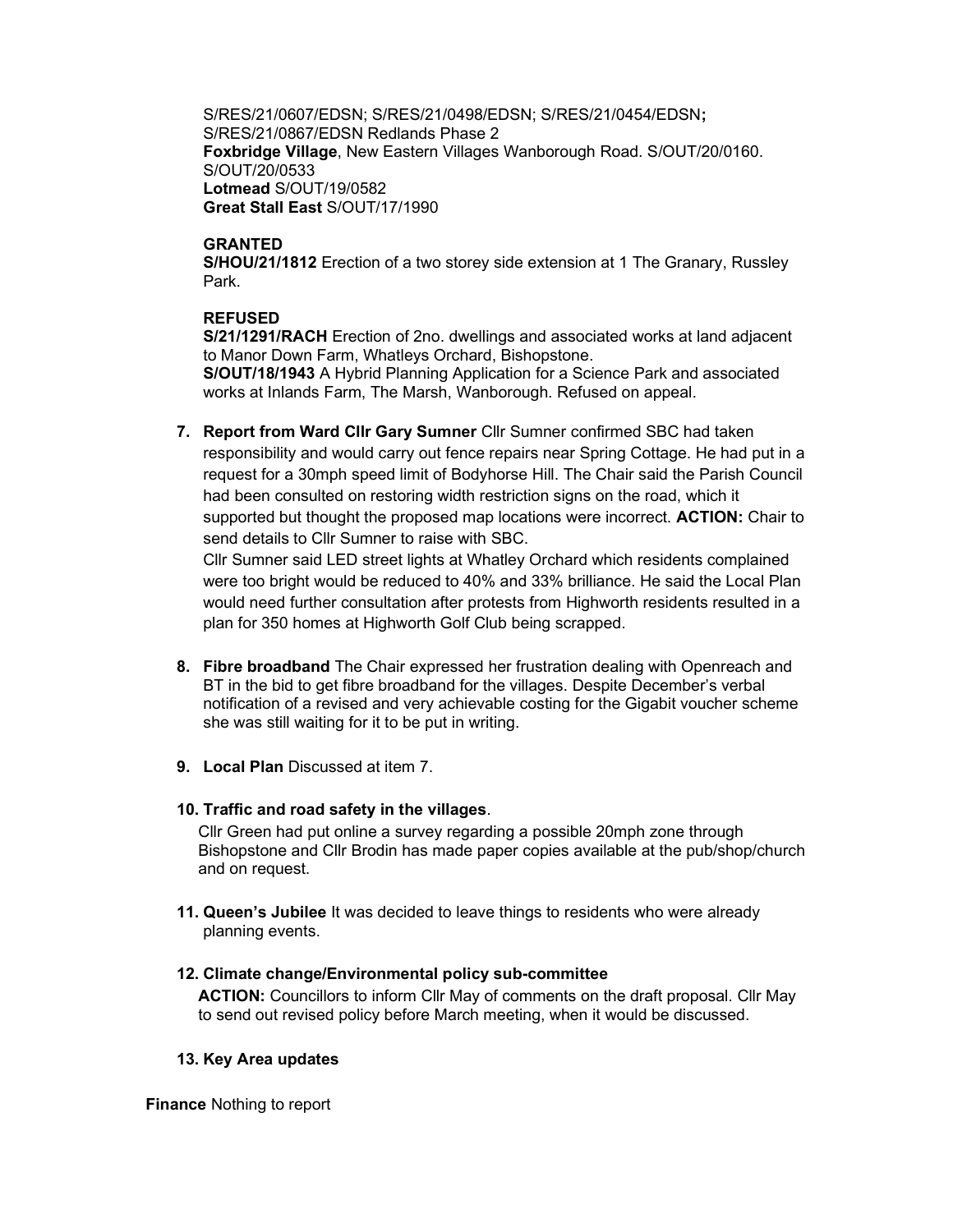S/RES/21/0607/EDSN; S/RES/21/0498/EDSN; S/RES/21/0454/EDSN**;** S/RES/21/0867/EDSN Redlands Phase 2
**Foxbridge Village**, New Eastern Villages Wanborough Road. S/OUT/20/0160. S/OUT/20/0533
**Lotmead** S/OUT/19/0582
**Great Stall East** S/OUT/17/1990

**GRANTED**
**S/HOU/21/1812** Erection of a two storey side extension at 1 The Granary, Russley Park.

**REFUSED**
**S/21/1291/RACH** Erection of 2no. dwellings and associated works at land adjacent to Manor Down Farm, Whatleys Orchard, Bishopstone.
**S/OUT/18/1943** A Hybrid Planning Application for a Science Park and associated works at Inlands Farm, The Marsh, Wanborough. Refused on appeal.

7. **Report from Ward Cllr Gary Sumner** Cllr Sumner confirmed SBC had taken responsibility and would carry out fence repairs near Spring Cottage. He had put in a request for a 30mph speed limit of Bodyhorse Hill. The Chair said the Parish Council had been consulted on restoring width restriction signs on the road, which it supported but thought the proposed map locations were incorrect. **ACTION:** Chair to send details to Cllr Sumner to raise with SBC.
   Cllr Sumner said LED street lights at Whatley Orchard which residents complained were too bright would be reduced to 40% and 33% brilliance. He said the Local Plan would need further consultation after protests from Highworth residents resulted in a plan for 350 homes at Highworth Golf Club being scrapped.

8. **Fibre broadband** The Chair expressed her frustration dealing with Openreach and BT in the bid to get fibre broadband for the villages. Despite December's verbal notification of a revised and very achievable costing for the Gigabit voucher scheme she was still waiting for it to be put in writing.

9. **Local Plan** Discussed at item 7.

10. **Traffic and road safety in the villages**.
    Cllr Green had put online a survey regarding a possible 20mph zone through Bishopstone and Cllr Brodin has made paper copies available at the pub/shop/church and on request.

11. **Queen's Jubilee** It was decided to leave things to residents who were already planning events.

12. **Climate change/Environmental policy sub-committee**
    **ACTION:** Councillors to inform Cllr May of comments on the draft proposal. Cllr May to send out revised policy before March meeting, when it would be discussed.

13. **Key Area updates**

**Finance** Nothing to report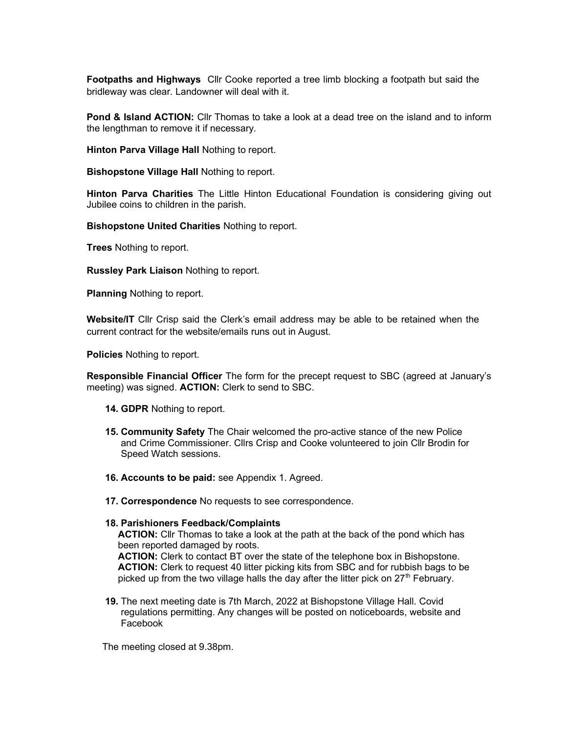**Footpaths and Highways** Cllr Cooke reported a tree limb blocking a footpath but said the bridleway was clear. Landowner will deal with it.

**Pond & Island ACTION:** Cllr Thomas to take a look at a dead tree on the island and to inform the lengthman to remove it if necessary.

**Hinton Parva Village Hall** Nothing to report.

**Bishopstone Village Hall** Nothing to report.

**Hinton Parva Charities** The Little Hinton Educational Foundation is considering giving out Jubilee coins to children in the parish.

**Bishopstone United Charities** Nothing to report.

**Trees** Nothing to report.

**Russley Park Liaison** Nothing to report.

**Planning** Nothing to report.

**Website/IT** Cllr Crisp said the Clerk's email address may be able to be retained when the current contract for the website/emails runs out in August.

**Policies** Nothing to report.

**Responsible Financial Officer** The form for the precept request to SBC (agreed at January's meeting) was signed. **ACTION:** Clerk to send to SBC.

14. **GDPR** Nothing to report.

15. **Community Safety** The Chair welcomed the pro-active stance of the new Police and Crime Commissioner. Cllrs Crisp and Cooke volunteered to join Cllr Brodin for Speed Watch sessions.

16. **Accounts to be paid:** see Appendix 1. Agreed.

17. **Correspondence** No requests to see correspondence.

18. **Parishioners Feedback/Complaints**
    **ACTION:** Cllr Thomas to take a look at the path at the back of the pond which has been reported damaged by roots.
    **ACTION:** Clerk to contact BT over the state of the telephone box in Bishopstone.
    **ACTION:** Clerk to request 40 litter picking kits from SBC and for rubbish bags to be picked up from the two village halls the day after the litter pick on 27th February.

19. The next meeting date is 7th March, 2022 at Bishopstone Village Hall. Covid regulations permitting. Any changes will be posted on noticeboards, website and Facebook

The meeting closed at 9.38pm.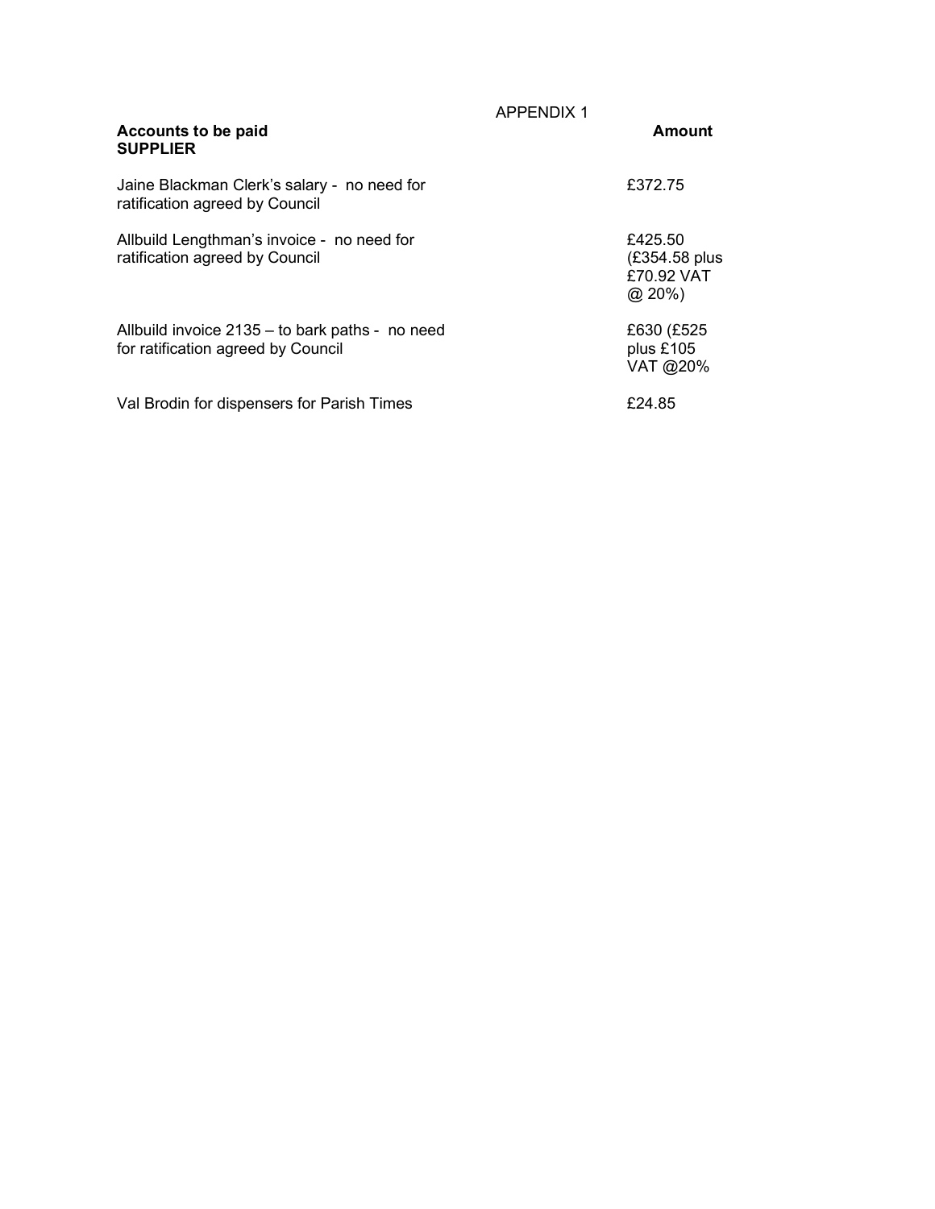APPENDIX 1

| **Accounts to be paid SUPPLIER** | **Amount** |
| --- | --- |
| Jaine Blackman Clerk's salary - no need for ratification agreed by Council | £372.75 |
| Allbuild Lengthman's invoice - no need for ratification agreed by Council | £425.50 (£354.58 plus £70.92 VAT @ 20%) |
| Allbuild invoice 2135 – to bark paths - no need for ratification agreed by Council | £630 (£525 plus £105 VAT @20% |
| Val Brodin for dispensers for Parish Times | £24.85 |